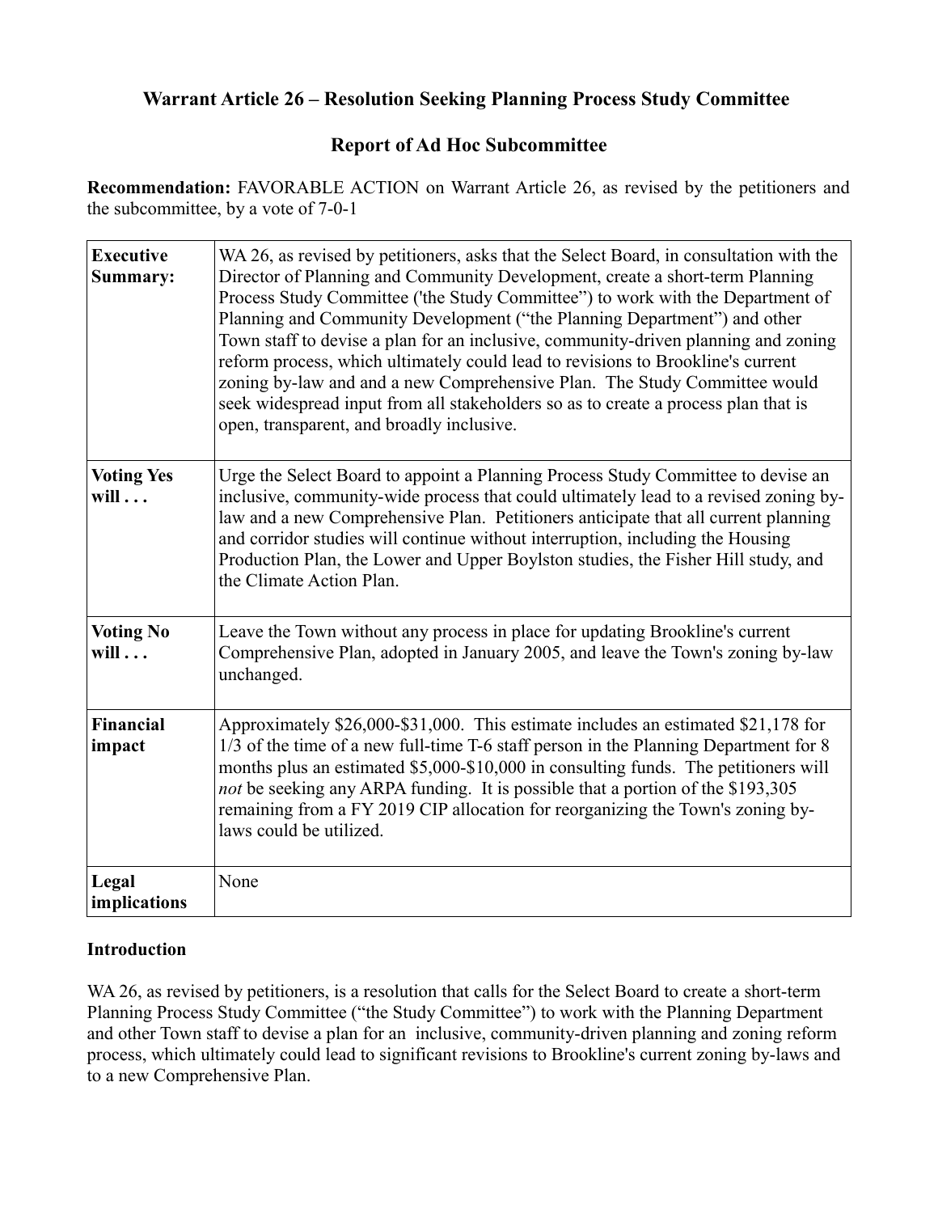## Warrant Article 26 – Resolution Seeking Planning Process Study Committee

## Report of Ad Hoc Subcommittee

**Recommendation:** FAVORABLE ACTION on Warrant Article 26, as revised by the petitioners and the subcommittee, by a vote of 7-0-1

| | |
|---|---|
| **Executive Summary:** | WA 26, as revised by petitioners, asks that the Select Board, in consultation with the Director of Planning and Community Development, create a short-term Planning Process Study Committee ('the Study Committee") to work with the Department of Planning and Community Development ("the Planning Department") and other Town staff to devise a plan for an inclusive, community-driven planning and zoning reform process, which ultimately could lead to revisions to Brookline's current zoning by-law and and a new Comprehensive Plan. The Study Committee would seek widespread input from all stakeholders so as to create a process plan that is open, transparent, and broadly inclusive. |
| **Voting Yes will . . .** | Urge the Select Board to appoint a Planning Process Study Committee to devise an inclusive, community-wide process that could ultimately lead to a revised zoning by-law and a new Comprehensive Plan. Petitioners anticipate that all current planning and corridor studies will continue without interruption, including the Housing Production Plan, the Lower and Upper Boylston studies, the Fisher Hill study, and the Climate Action Plan. |
| **Voting No will . . .** | Leave the Town without any process in place for updating Brookline's current Comprehensive Plan, adopted in January 2005, and leave the Town's zoning by-law unchanged. |
| **Financial impact** | Approximately $26,000-$31,000. This estimate includes an estimated $21,178 for 1/3 of the time of a new full-time T-6 staff person in the Planning Department for 8 months plus an estimated $5,000-$10,000 in consulting funds. The petitioners will *not* be seeking any ARPA funding. It is possible that a portion of the $193,305 remaining from a FY 2019 CIP allocation for reorganizing the Town's zoning by-laws could be utilized. |
| **Legal implications** | None |

### Introduction

WA 26, as revised by petitioners, is a resolution that calls for the Select Board to create a short-term Planning Process Study Committee ("the Study Committee") to work with the Planning Department and other Town staff to devise a plan for an inclusive, community-driven planning and zoning reform process, which ultimately could lead to significant revisions to Brookline's current zoning by-laws and to a new Comprehensive Plan.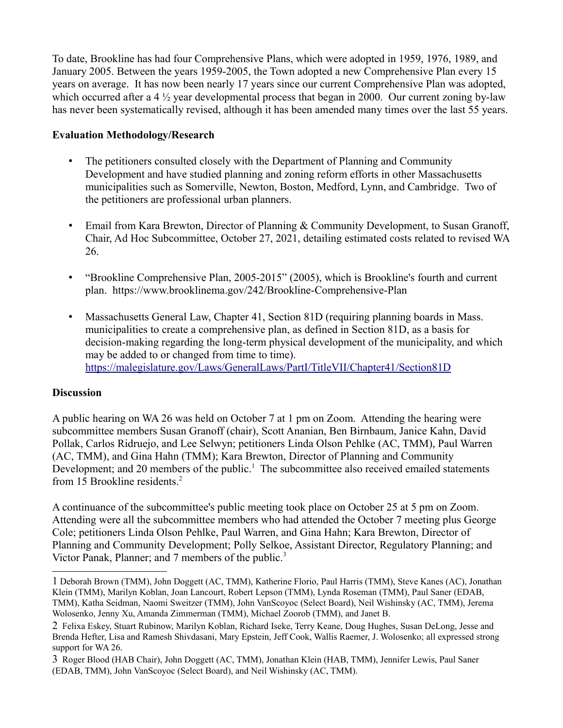To date, Brookline has had four Comprehensive Plans, which were adopted in 1959, 1976, 1989, and January 2005. Between the years 1959-2005, the Town adopted a new Comprehensive Plan every 15 years on average. It has now been nearly 17 years since our current Comprehensive Plan was adopted, which occurred after a 4 ½ year developmental process that began in 2000. Our current zoning by-law has never been systematically revised, although it has been amended many times over the last 55 years.

**Evaluation Methodology/Research**

- The petitioners consulted closely with the Department of Planning and Community Development and have studied planning and zoning reform efforts in other Massachusetts municipalities such as Somerville, Newton, Boston, Medford, Lynn, and Cambridge. Two of the petitioners are professional urban planners.
- Email from Kara Brewton, Director of Planning & Community Development, to Susan Granoff, Chair, Ad Hoc Subcommittee, October 27, 2021, detailing estimated costs related to revised WA 26.
- "Brookline Comprehensive Plan, 2005-2015" (2005), which is Brookline's fourth and current plan. https://www.brooklinema.gov/242/Brookline-Comprehensive-Plan
- Massachusetts General Law, Chapter 41, Section 81D (requiring planning boards in Mass. municipalities to create a comprehensive plan, as defined in Section 81D, as a basis for decision-making regarding the long-term physical development of the municipality, and which may be added to or changed from time to time). https://malegislature.gov/Laws/GeneralLaws/PartI/TitleVII/Chapter41/Section81D

**Discussion**

A public hearing on WA 26 was held on October 7 at 1 pm on Zoom. Attending the hearing were subcommittee members Susan Granoff (chair), Scott Ananian, Ben Birnbaum, Janice Kahn, David Pollak, Carlos Ridruejo, and Lee Selwyn; petitioners Linda Olson Pehlke (AC, TMM), Paul Warren (AC, TMM), and Gina Hahn (TMM); Kara Brewton, Director of Planning and Community Development; and 20 members of the public.[1] The subcommittee also received emailed statements from 15 Brookline residents.[2]

A continuance of the subcommittee's public meeting took place on October 25 at 5 pm on Zoom. Attending were all the subcommittee members who had attended the October 7 meeting plus George Cole; petitioners Linda Olson Pehlke, Paul Warren, and Gina Hahn; Kara Brewton, Director of Planning and Community Development; Polly Selkoe, Assistant Director, Regulatory Planning; and Victor Panak, Planner; and 7 members of the public.[3]

---

1 Deborah Brown (TMM), John Doggett (AC, TMM), Katherine Florio, Paul Harris (TMM), Steve Kanes (AC), Jonathan Klein (TMM), Marilyn Koblan, Joan Lancourt, Robert Lepson (TMM), Lynda Roseman (TMM), Paul Saner (EDAB, TMM), Katha Seidman, Naomi Sweitzer (TMM), John VanScoyoc (Select Board), Neil Wishinsky (AC, TMM), Jerema Wolosenko, Jenny Xu, Amanda Zimmerman (TMM), Michael Zoorob (TMM), and Janet B.

2 Felixa Eskey, Stuart Rubinow, Marilyn Koblan, Richard Iseke, Terry Keane, Doug Hughes, Susan DeLong, Jesse and Brenda Hefter, Lisa and Ramesh Shivdasani, Mary Epstein, Jeff Cook, Wallis Raemer, J. Wolosenko; all expressed strong support for WA 26.

3 Roger Blood (HAB Chair), John Doggett (AC, TMM), Jonathan Klein (HAB, TMM), Jennifer Lewis, Paul Saner (EDAB, TMM), John VanScoyoc (Select Board), and Neil Wishinsky (AC, TMM).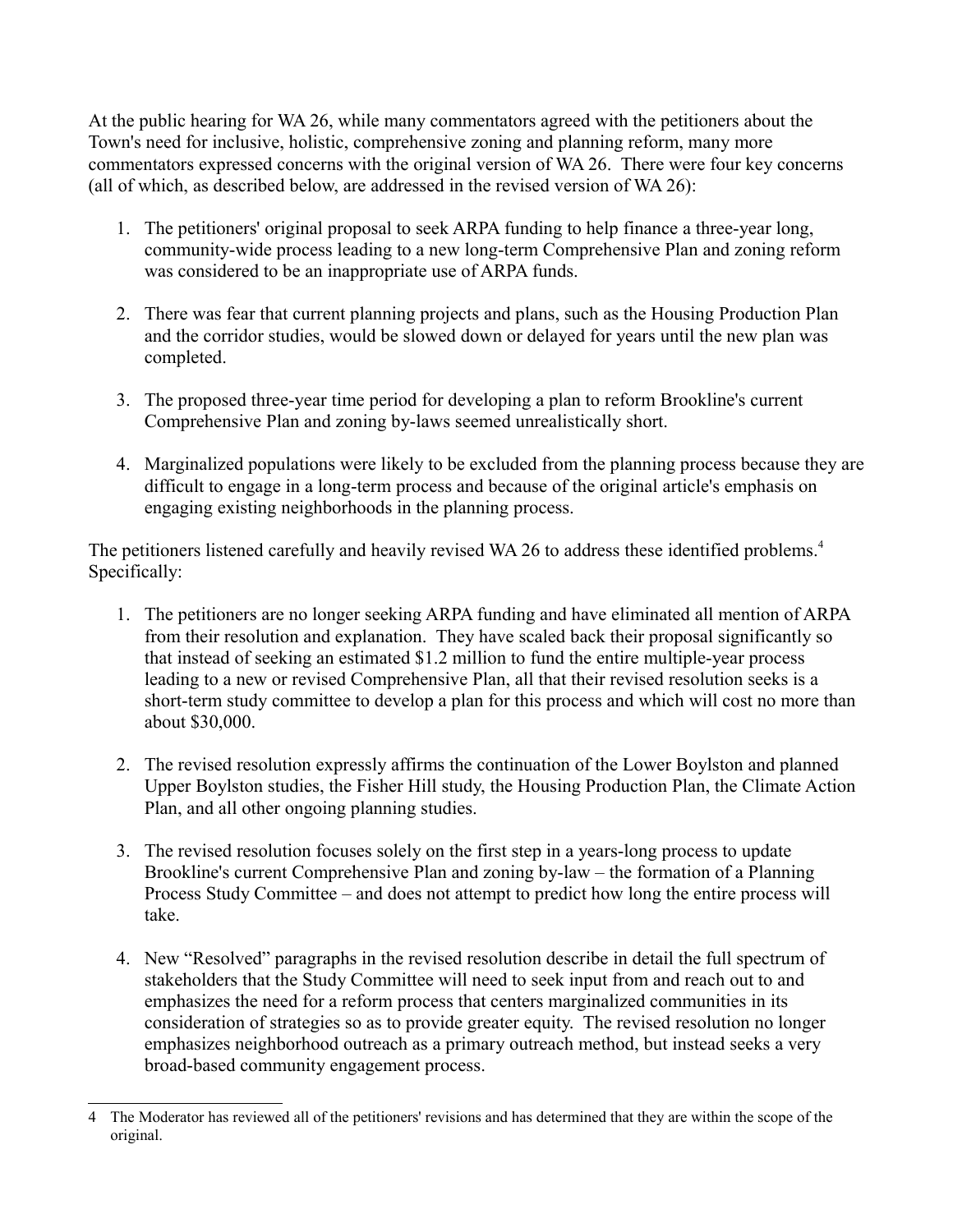At the public hearing for WA 26, while many commentators agreed with the petitioners about the Town's need for inclusive, holistic, comprehensive zoning and planning reform, many more commentators expressed concerns with the original version of WA 26. There were four key concerns (all of which, as described below, are addressed in the revised version of WA 26):

1. The petitioners' original proposal to seek ARPA funding to help finance a three-year long, community-wide process leading to a new long-term Comprehensive Plan and zoning reform was considered to be an inappropriate use of ARPA funds.

2. There was fear that current planning projects and plans, such as the Housing Production Plan and the corridor studies, would be slowed down or delayed for years until the new plan was completed.

3. The proposed three-year time period for developing a plan to reform Brookline's current Comprehensive Plan and zoning by-laws seemed unrealistically short.

4. Marginalized populations were likely to be excluded from the planning process because they are difficult to engage in a long-term process and because of the original article's emphasis on engaging existing neighborhoods in the planning process.

The petitioners listened carefully and heavily revised WA 26 to address these identified problems.[4] Specifically:

1. The petitioners are no longer seeking ARPA funding and have eliminated all mention of ARPA from their resolution and explanation. They have scaled back their proposal significantly so that instead of seeking an estimated $1.2 million to fund the entire multiple-year process leading to a new or revised Comprehensive Plan, all that their revised resolution seeks is a short-term study committee to develop a plan for this process and which will cost no more than about $30,000.

2. The revised resolution expressly affirms the continuation of the Lower Boylston and planned Upper Boylston studies, the Fisher Hill study, the Housing Production Plan, the Climate Action Plan, and all other ongoing planning studies.

3. The revised resolution focuses solely on the first step in a years-long process to update Brookline's current Comprehensive Plan and zoning by-law – the formation of a Planning Process Study Committee – and does not attempt to predict how long the entire process will take.

4. New "Resolved" paragraphs in the revised resolution describe in detail the full spectrum of stakeholders that the Study Committee will need to seek input from and reach out to and emphasizes the need for a reform process that centers marginalized communities in its consideration of strategies so as to provide greater equity. The revised resolution no longer emphasizes neighborhood outreach as a primary outreach method, but instead seeks a very broad-based community engagement process.

---

4 The Moderator has reviewed all of the petitioners' revisions and has determined that they are within the scope of the original.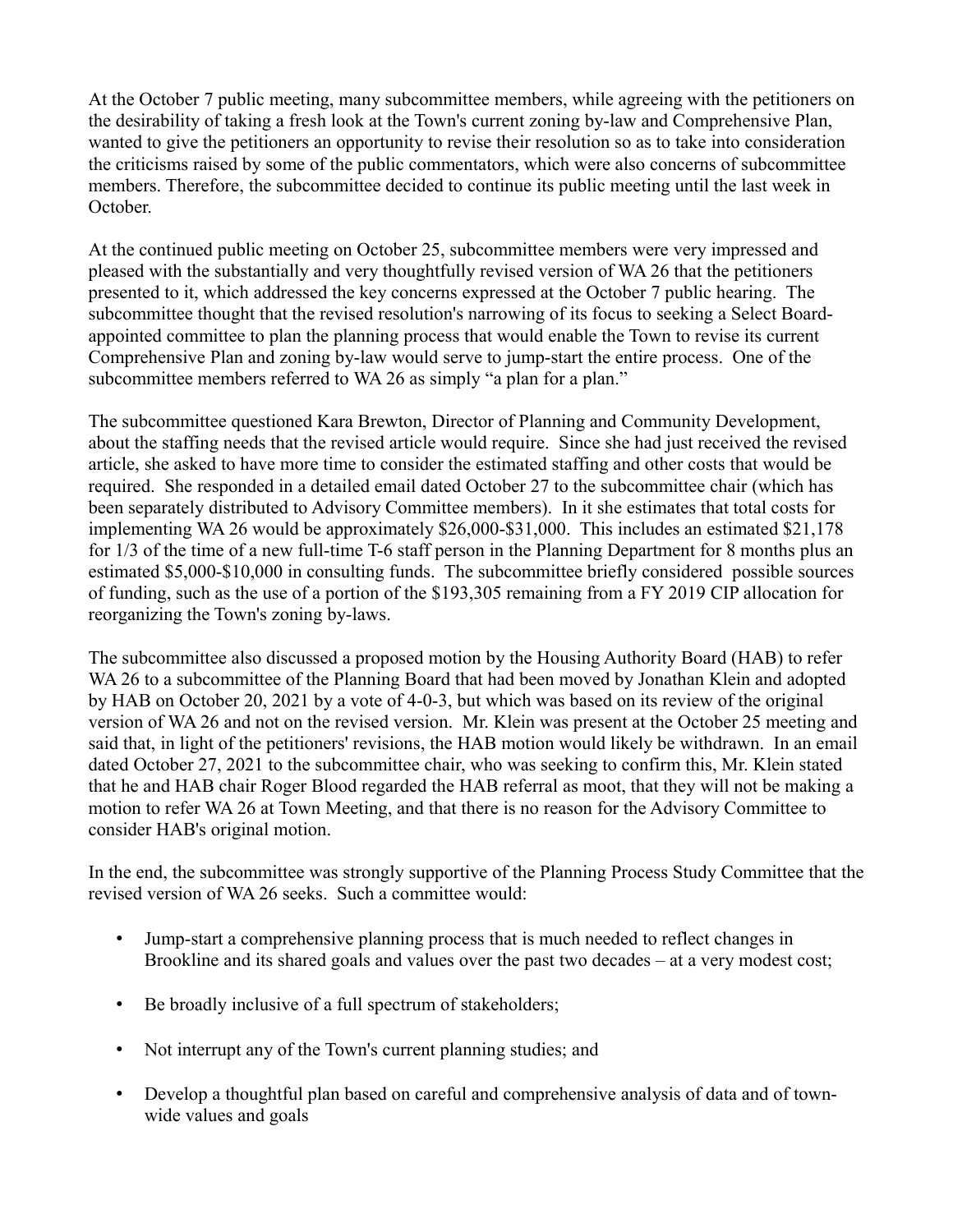At the October 7 public meeting, many subcommittee members, while agreeing with the petitioners on the desirability of taking a fresh look at the Town's current zoning by-law and Comprehensive Plan, wanted to give the petitioners an opportunity to revise their resolution so as to take into consideration the criticisms raised by some of the public commentators, which were also concerns of subcommittee members. Therefore, the subcommittee decided to continue its public meeting until the last week in October.

At the continued public meeting on October 25, subcommittee members were very impressed and pleased with the substantially and very thoughtfully revised version of WA 26 that the petitioners presented to it, which addressed the key concerns expressed at the October 7 public hearing. The subcommittee thought that the revised resolution's narrowing of its focus to seeking a Select Board-appointed committee to plan the planning process that would enable the Town to revise its current Comprehensive Plan and zoning by-law would serve to jump-start the entire process. One of the subcommittee members referred to WA 26 as simply "a plan for a plan."

The subcommittee questioned Kara Brewton, Director of Planning and Community Development, about the staffing needs that the revised article would require. Since she had just received the revised article, she asked to have more time to consider the estimated staffing and other costs that would be required. She responded in a detailed email dated October 27 to the subcommittee chair (which has been separately distributed to Advisory Committee members). In it she estimates that total costs for implementing WA 26 would be approximately $26,000-$31,000. This includes an estimated $21,178 for 1/3 of the time of a new full-time T-6 staff person in the Planning Department for 8 months plus an estimated $5,000-$10,000 in consulting funds. The subcommittee briefly considered possible sources of funding, such as the use of a portion of the $193,305 remaining from a FY 2019 CIP allocation for reorganizing the Town's zoning by-laws.

The subcommittee also discussed a proposed motion by the Housing Authority Board (HAB) to refer WA 26 to a subcommittee of the Planning Board that had been moved by Jonathan Klein and adopted by HAB on October 20, 2021 by a vote of 4-0-3, but which was based on its review of the original version of WA 26 and not on the revised version. Mr. Klein was present at the October 25 meeting and said that, in light of the petitioners' revisions, the HAB motion would likely be withdrawn. In an email dated October 27, 2021 to the subcommittee chair, who was seeking to confirm this, Mr. Klein stated that he and HAB chair Roger Blood regarded the HAB referral as moot, that they will not be making a motion to refer WA 26 at Town Meeting, and that there is no reason for the Advisory Committee to consider HAB's original motion.

In the end, the subcommittee was strongly supportive of the Planning Process Study Committee that the revised version of WA 26 seeks. Such a committee would:

- Jump-start a comprehensive planning process that is much needed to reflect changes in Brookline and its shared goals and values over the past two decades – at a very modest cost;
- Be broadly inclusive of a full spectrum of stakeholders;
- Not interrupt any of the Town's current planning studies; and
- Develop a thoughtful plan based on careful and comprehensive analysis of data and of town-wide values and goals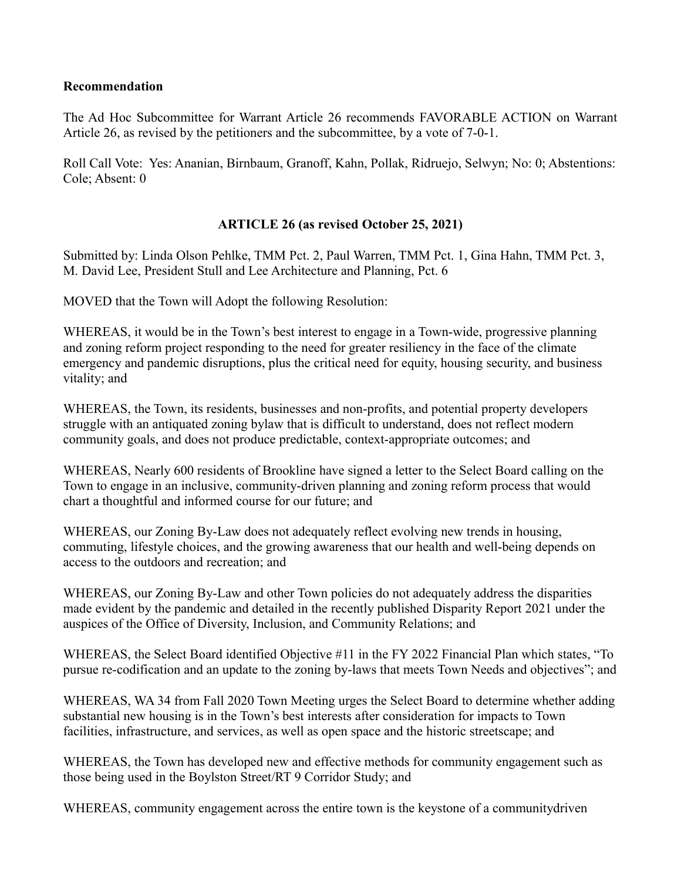**Recommendation**

The Ad Hoc Subcommittee for Warrant Article 26 recommends FAVORABLE ACTION on Warrant Article 26, as revised by the petitioners and the subcommittee, by a vote of 7-0-1.

Roll Call Vote: Yes: Ananian, Birnbaum, Granoff, Kahn, Pollak, Ridruejo, Selwyn; No: 0; Abstentions: Cole; Absent: 0

**ARTICLE 26 (as revised October 25, 2021)**

Submitted by: Linda Olson Pehlke, TMM Pct. 2, Paul Warren, TMM Pct. 1, Gina Hahn, TMM Pct. 3, M. David Lee, President Stull and Lee Architecture and Planning, Pct. 6

MOVED that the Town will Adopt the following Resolution:

WHEREAS, it would be in the Town's best interest to engage in a Town-wide, progressive planning and zoning reform project responding to the need for greater resiliency in the face of the climate emergency and pandemic disruptions, plus the critical need for equity, housing security, and business vitality; and

WHEREAS, the Town, its residents, businesses and non-profits, and potential property developers struggle with an antiquated zoning bylaw that is difficult to understand, does not reflect modern community goals, and does not produce predictable, context-appropriate outcomes; and

WHEREAS, Nearly 600 residents of Brookline have signed a letter to the Select Board calling on the Town to engage in an inclusive, community-driven planning and zoning reform process that would chart a thoughtful and informed course for our future; and

WHEREAS, our Zoning By-Law does not adequately reflect evolving new trends in housing, commuting, lifestyle choices, and the growing awareness that our health and well-being depends on access to the outdoors and recreation; and

WHEREAS, our Zoning By-Law and other Town policies do not adequately address the disparities made evident by the pandemic and detailed in the recently published Disparity Report 2021 under the auspices of the Office of Diversity, Inclusion, and Community Relations; and

WHEREAS, the Select Board identified Objective #11 in the FY 2022 Financial Plan which states, "To pursue re-codification and an update to the zoning by-laws that meets Town Needs and objectives"; and

WHEREAS, WA 34 from Fall 2020 Town Meeting urges the Select Board to determine whether adding substantial new housing is in the Town's best interests after consideration for impacts to Town facilities, infrastructure, and services, as well as open space and the historic streetscape; and

WHEREAS, the Town has developed new and effective methods for community engagement such as those being used in the Boylston Street/RT 9 Corridor Study; and

WHEREAS, community engagement across the entire town is the keystone of a communitydriven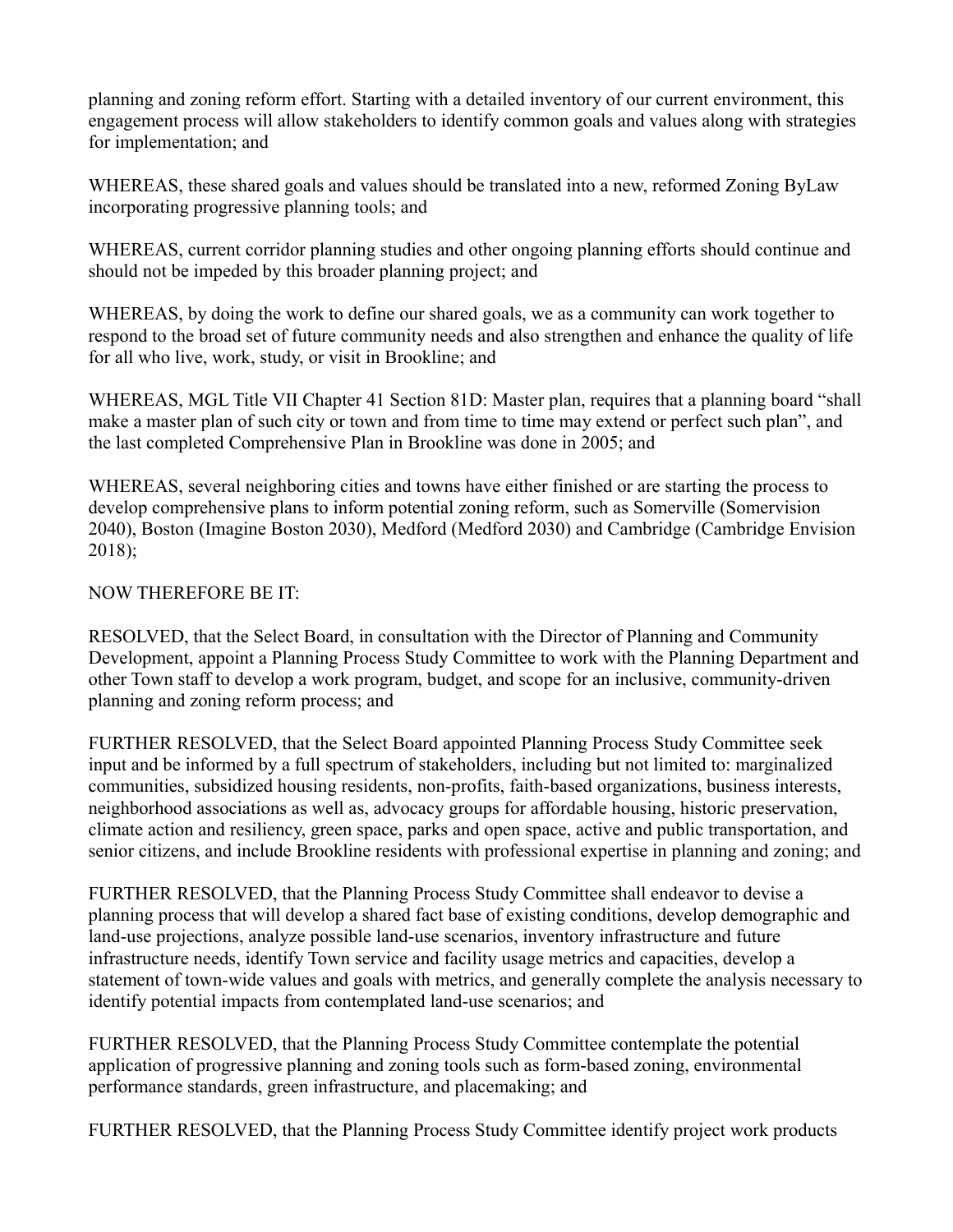planning and zoning reform effort. Starting with a detailed inventory of our current environment, this engagement process will allow stakeholders to identify common goals and values along with strategies for implementation; and

WHEREAS, these shared goals and values should be translated into a new, reformed Zoning ByLaw incorporating progressive planning tools; and

WHEREAS, current corridor planning studies and other ongoing planning efforts should continue and should not be impeded by this broader planning project; and

WHEREAS, by doing the work to define our shared goals, we as a community can work together to respond to the broad set of future community needs and also strengthen and enhance the quality of life for all who live, work, study, or visit in Brookline; and

WHEREAS, MGL Title VII Chapter 41 Section 81D: Master plan, requires that a planning board "shall make a master plan of such city or town and from time to time may extend or perfect such plan", and the last completed Comprehensive Plan in Brookline was done in 2005; and

WHEREAS, several neighboring cities and towns have either finished or are starting the process to develop comprehensive plans to inform potential zoning reform, such as Somerville (Somervision 2040), Boston (Imagine Boston 2030), Medford (Medford 2030) and Cambridge (Cambridge Envision 2018);

NOW THEREFORE BE IT:

RESOLVED, that the Select Board, in consultation with the Director of Planning and Community Development, appoint a Planning Process Study Committee to work with the Planning Department and other Town staff to develop a work program, budget, and scope for an inclusive, community-driven planning and zoning reform process; and

FURTHER RESOLVED, that the Select Board appointed Planning Process Study Committee seek input and be informed by a full spectrum of stakeholders, including but not limited to: marginalized communities, subsidized housing residents, non-profits, faith-based organizations, business interests, neighborhood associations as well as, advocacy groups for affordable housing, historic preservation, climate action and resiliency, green space, parks and open space, active and public transportation, and senior citizens, and include Brookline residents with professional expertise in planning and zoning; and

FURTHER RESOLVED, that the Planning Process Study Committee shall endeavor to devise a planning process that will develop a shared fact base of existing conditions, develop demographic and land-use projections, analyze possible land-use scenarios, inventory infrastructure and future infrastructure needs, identify Town service and facility usage metrics and capacities, develop a statement of town-wide values and goals with metrics, and generally complete the analysis necessary to identify potential impacts from contemplated land-use scenarios; and

FURTHER RESOLVED, that the Planning Process Study Committee contemplate the potential application of progressive planning and zoning tools such as form-based zoning, environmental performance standards, green infrastructure, and placemaking; and

FURTHER RESOLVED, that the Planning Process Study Committee identify project work products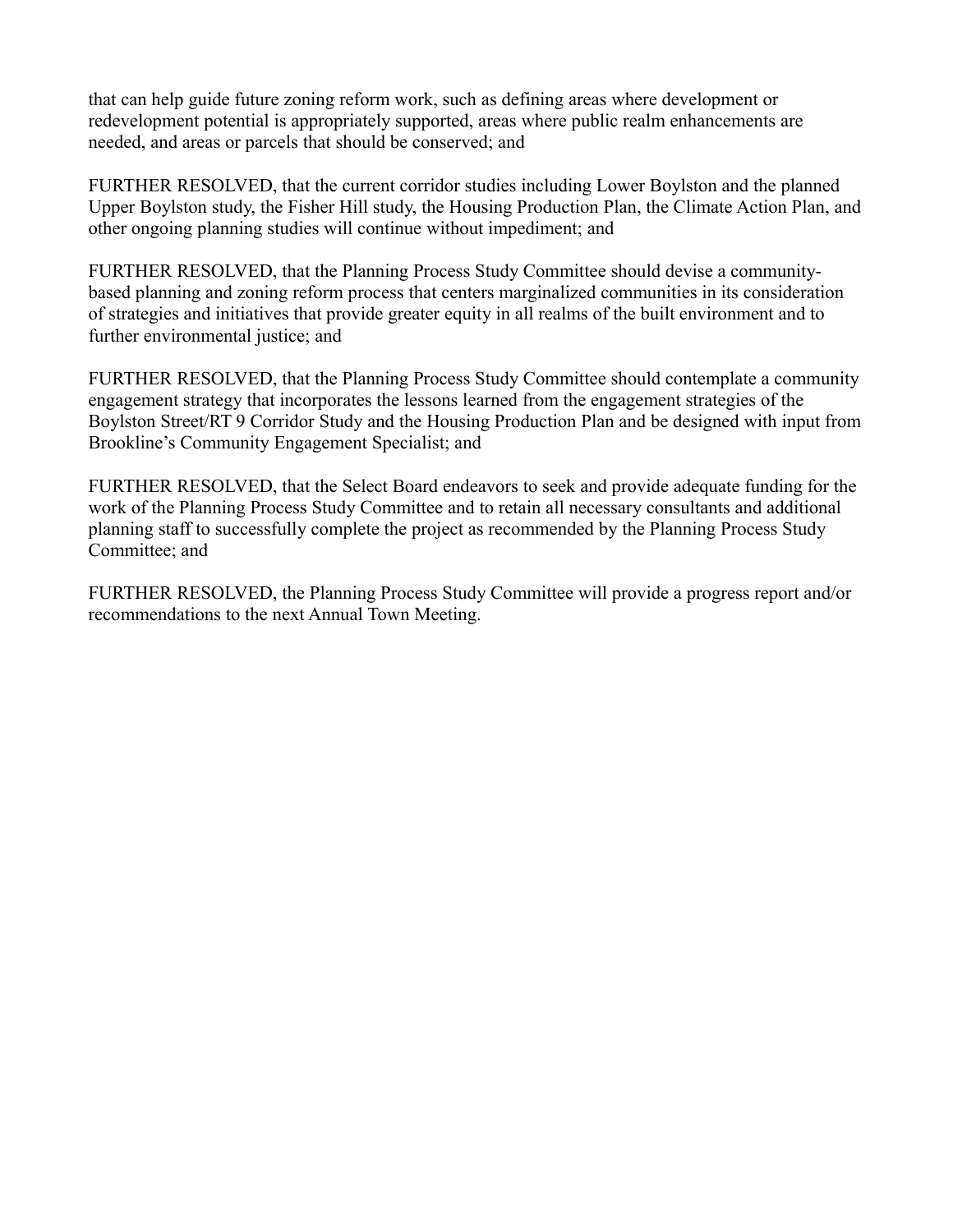that can help guide future zoning reform work, such as defining areas where development or redevelopment potential is appropriately supported, areas where public realm enhancements are needed, and areas or parcels that should be conserved; and

FURTHER RESOLVED, that the current corridor studies including Lower Boylston and the planned Upper Boylston study, the Fisher Hill study, the Housing Production Plan, the Climate Action Plan, and other ongoing planning studies will continue without impediment; and

FURTHER RESOLVED, that the Planning Process Study Committee should devise a community-based planning and zoning reform process that centers marginalized communities in its consideration of strategies and initiatives that provide greater equity in all realms of the built environment and to further environmental justice; and

FURTHER RESOLVED, that the Planning Process Study Committee should contemplate a community engagement strategy that incorporates the lessons learned from the engagement strategies of the Boylston Street/RT 9 Corridor Study and the Housing Production Plan and be designed with input from Brookline's Community Engagement Specialist; and

FURTHER RESOLVED, that the Select Board endeavors to seek and provide adequate funding for the work of the Planning Process Study Committee and to retain all necessary consultants and additional planning staff to successfully complete the project as recommended by the Planning Process Study Committee; and

FURTHER RESOLVED, the Planning Process Study Committee will provide a progress report and/or recommendations to the next Annual Town Meeting.